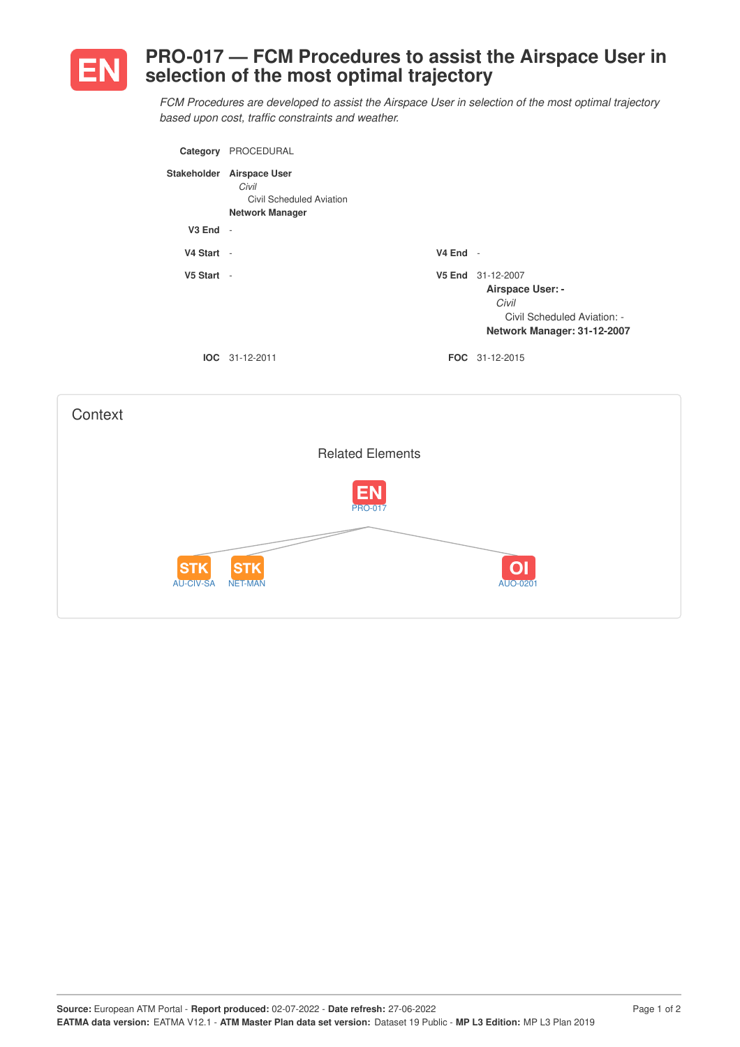# EN PRO-017 — FCM Procedures to assist the Airspace User in selection of the most optimal trajectory

*FCM Procedures are developed to assist the Airspace User in selection of the most optimal trajectory based upon cost, traffic constraints and weather.*

**Category** PROCEDURAL

**Stakeholder** **Airspace User**
*Civil*
Civil Scheduled Aviation
**Network Manager**

**V3 End** -

**V4 Start** -

**V4 End** -

**V5 Start** -

**V5 End** 31-12-2007
**Airspace User: -**
*Civil*
Civil Scheduled Aviation: -
**Network Manager: 31-12-2007**

**IOC** 31-12-2011

**FOC** 31-12-2015

## Context

Related Elements

EN PRO-017

STK AU-CIV-SA

STK NET-MAN

OI AUO-0201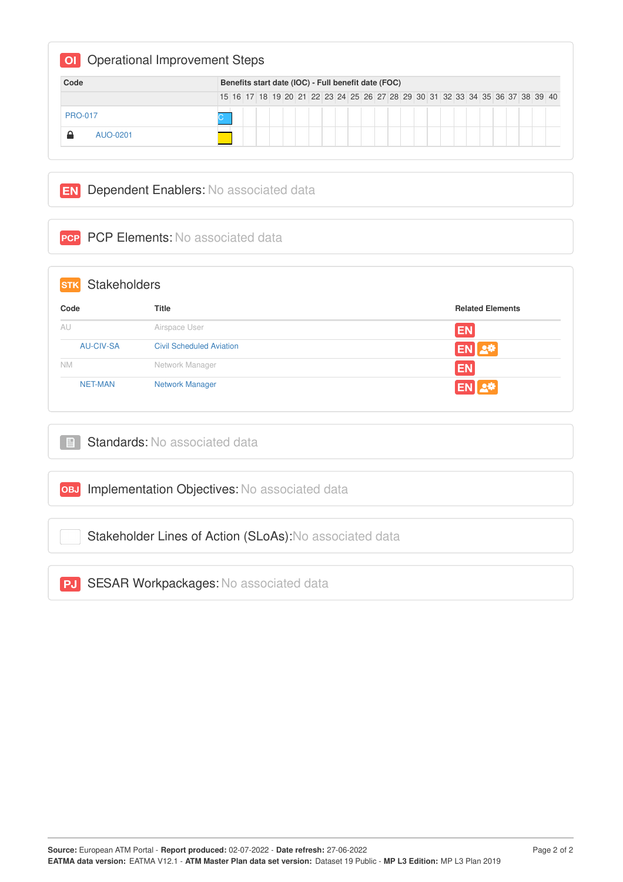## OI Operational Improvement Steps

| Code | Benefits start date (IOC) - Full benefit date (FOC) | | | | | | | | | | | | | | | | | | | | | | | | |
|---|---|---|---|---|---|---|---|---|---|---|---|---|---|---|---|---|---|---|---|---|---|---|---|---|---|
| | 15 | 16 | 17 | 18 | 19 | 20 | 21 | 22 | 23 | 24 | 25 | 26 | 27 | 28 | 29 | 30 | 31 | 32 | 33 | 34 | 35 | 36 | 37 | 38 | 39 | 40 |
| PRO-017 | C | | | | | | | | | | | | | | | | | | | | | | | | | |
| AUO-0201 | | | | | | | | | | | | | | | | | | | | | | | | | | |

## EN Dependent Enablers: No associated data

## PCP PCP Elements: No associated data

## STK Stakeholders

| Code | Title | Related Elements |
|---|---|---|
| AU | Airspace User | EN |
| AU-CIV-SA | Civil Scheduled Aviation | EN |
| NM | Network Manager | EN |
| NET-MAN | Network Manager | EN |

## Standards: No associated data

## OBJ Implementation Objectives: No associated data

## Stakeholder Lines of Action (SLoAs): No associated data

## PJ SESAR Workpackages: No associated data

**Source:** European ATM Portal - **Report produced:** 02-07-2022 - **Date refresh:** 27-06-2022
**EATMA data version:** EATMA V12.1 - **ATM Master Plan data set version:** Dataset 19 Public - **MP L3 Edition:** MP L3 Plan 2019